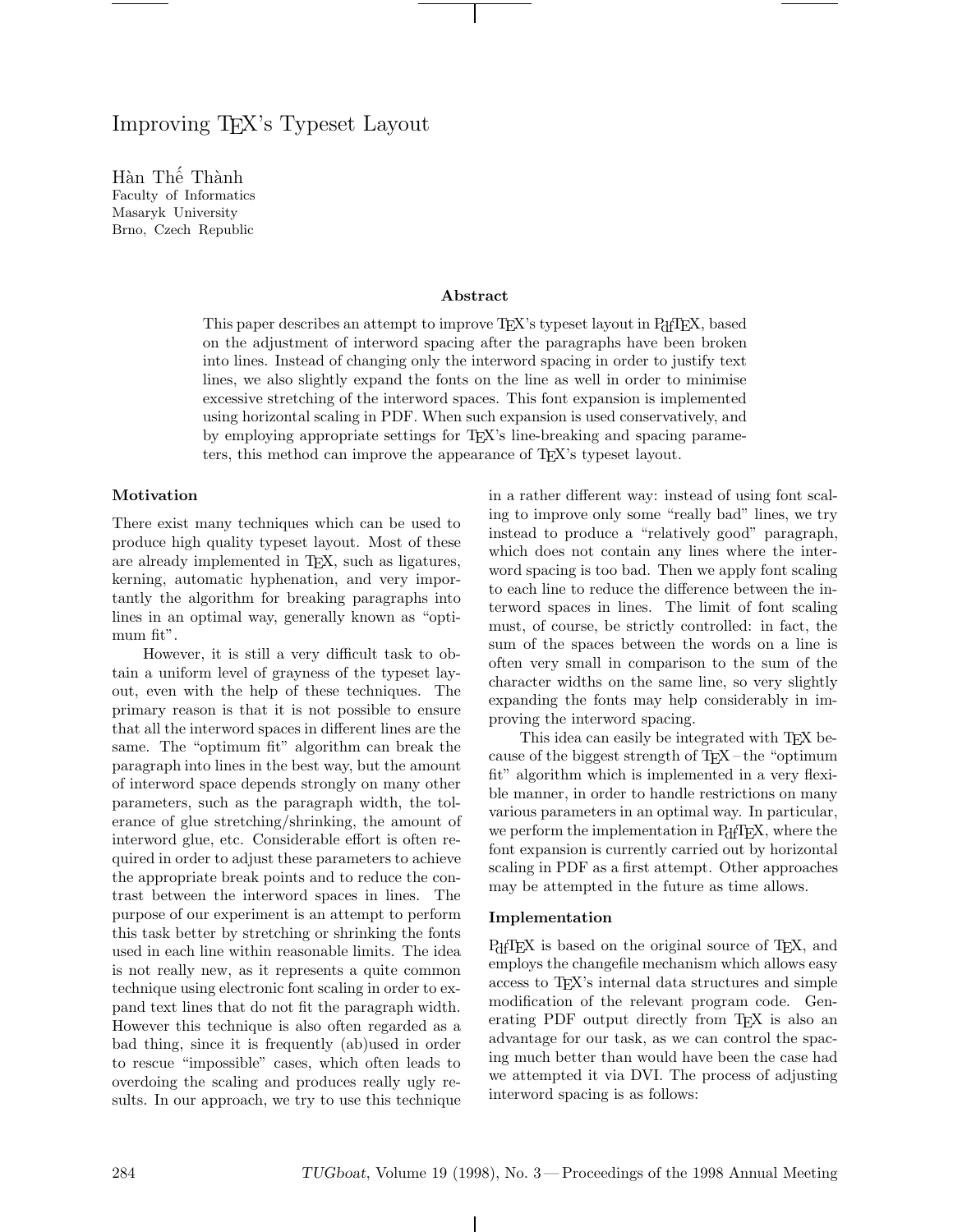# Improving TEX's Typeset Layout

Hàn Thế Thành
Faculty of Informatics
Masaryk University
Brno, Czech Republic

### Abstract

This paper describes an attempt to improve TEX's typeset layout in PdfTEX, based on the adjustment of interword spacing after the paragraphs have been broken into lines. Instead of changing only the interword spacing in order to justify text lines, we also slightly expand the fonts on the line as well in order to minimise excessive stretching of the interword spaces. This font expansion is implemented using horizontal scaling in PDF. When such expansion is used conservatively, and by employing appropriate settings for TEX's line-breaking and spacing parameters, this method can improve the appearance of TEX's typeset layout.

## Motivation

There exist many techniques which can be used to produce high quality typeset layout. Most of these are already implemented in TEX, such as ligatures, kerning, automatic hyphenation, and very importantly the algorithm for breaking paragraphs into lines in an optimal way, generally known as "optimum fit".

However, it is still a very difficult task to obtain a uniform level of grayness of the typeset layout, even with the help of these techniques. The primary reason is that it is not possible to ensure that all the interword spaces in different lines are the same. The "optimum fit" algorithm can break the paragraph into lines in the best way, but the amount of interword space depends strongly on many other parameters, such as the paragraph width, the tolerance of glue stretching/shrinking, the amount of interword glue, etc. Considerable effort is often required in order to adjust these parameters to achieve the appropriate break points and to reduce the contrast between the interword spaces in lines. The purpose of our experiment is an attempt to perform this task better by stretching or shrinking the fonts used in each line within reasonable limits. The idea is not really new, as it represents a quite common technique using electronic font scaling in order to expand text lines that do not fit the paragraph width. However this technique is also often regarded as a bad thing, since it is frequently (ab)used in order to rescue "impossible" cases, which often leads to overdoing the scaling and produces really ugly results. In our approach, we try to use this technique in a rather different way: instead of using font scaling to improve only some "really bad" lines, we try instead to produce a "relatively good" paragraph, which does not contain any lines where the interword spacing is too bad. Then we apply font scaling to each line to reduce the difference between the interword spaces in lines. The limit of font scaling must, of course, be strictly controlled: in fact, the sum of the spaces between the words on a line is often very small in comparison to the sum of the character widths on the same line, so very slightly expanding the fonts may help considerably in improving the interword spacing.

This idea can easily be integrated with TEX because of the biggest strength of TEX – the "optimum fit" algorithm which is implemented in a very flexible manner, in order to handle restrictions on many various parameters in an optimal way. In particular, we perform the implementation in PdfTEX, where the font expansion is currently carried out by horizontal scaling in PDF as a first attempt. Other approaches may be attempted in the future as time allows.

## Implementation

PdfTEX is based on the original source of TEX, and employs the changefile mechanism which allows easy access to TEX's internal data structures and simple modification of the relevant program code. Generating PDF output directly from TEX is also an advantage for our task, as we can control the spacing much better than would have been the case had we attempted it via DVI. The process of adjusting interword spacing is as follows: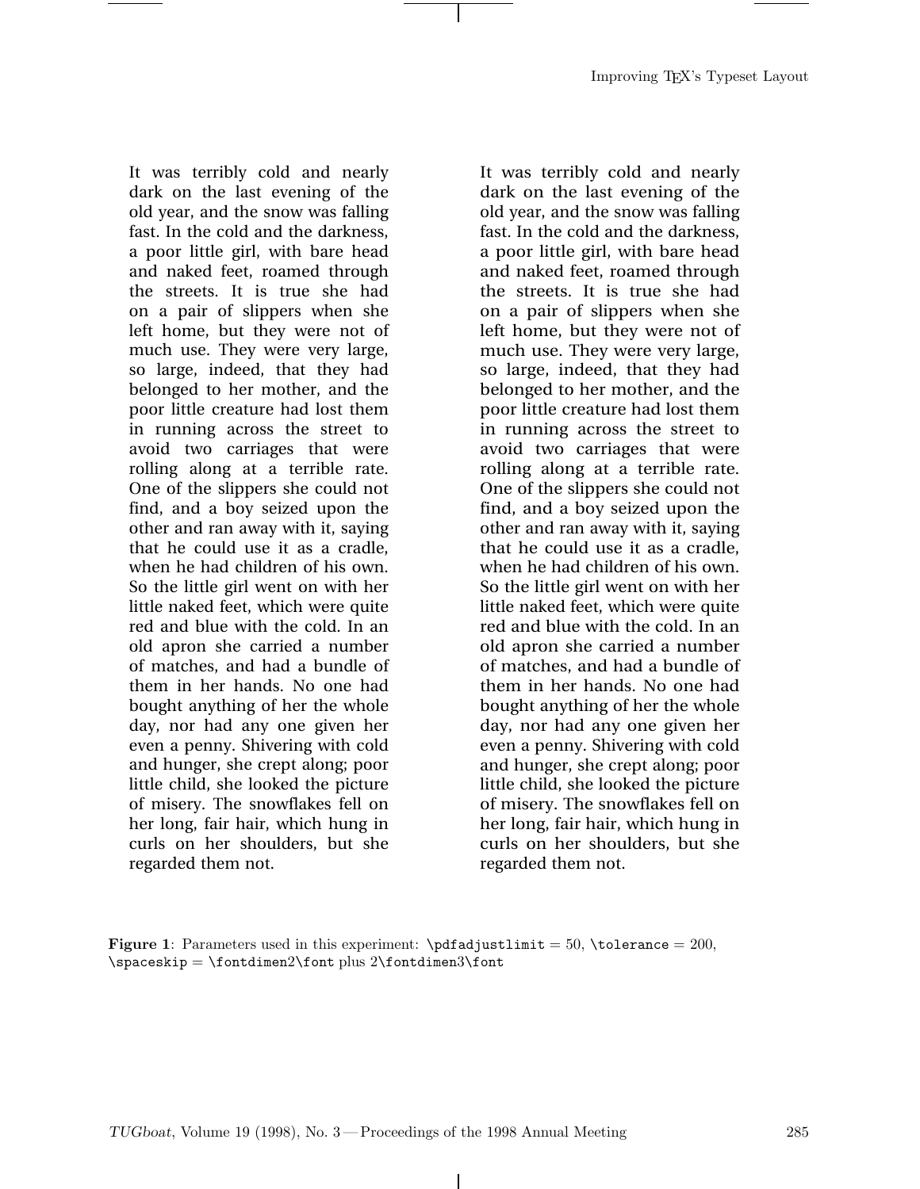It was terribly cold and nearly dark on the last evening of the old year, and the snow was falling fast. In the cold and the darkness, a poor little girl, with bare head and naked feet, roamed through the streets. It is true she had on a pair of slippers when she left home, but they were not of much use. They were very large, so large, indeed, that they had belonged to her mother, and the poor little creature had lost them in running across the street to avoid two carriages that were rolling along at a terrible rate. One of the slippers she could not find, and a boy seized upon the other and ran away with it, saying that he could use it as a cradle, when he had children of his own. So the little girl went on with her little naked feet, which were quite red and blue with the cold. In an old apron she carried a number of matches, and had a bundle of them in her hands. No one had bought anything of her the whole day, nor had any one given her even a penny. Shivering with cold and hunger, she crept along; poor little child, she looked the picture of misery. The snowflakes fell on her long, fair hair, which hung in curls on her shoulders, but she regarded them not.

It was terribly cold and nearly dark on the last evening of the old year, and the snow was falling fast. In the cold and the darkness, a poor little girl, with bare head and naked feet, roamed through the streets. It is true she had on a pair of slippers when she left home, but they were not of much use. They were very large, so large, indeed, that they had belonged to her mother, and the poor little creature had lost them in running across the street to avoid two carriages that were rolling along at a terrible rate. One of the slippers she could not find, and a boy seized upon the other and ran away with it, saying that he could use it as a cradle, when he had children of his own. So the little girl went on with her little naked feet, which were quite red and blue with the cold. In an old apron she carried a number of matches, and had a bundle of them in her hands. No one had bought anything of her the whole day, nor had any one given her even a penny. Shivering with cold and hunger, she crept along; poor little child, she looked the picture of misery. The snowflakes fell on her long, fair hair, which hung in curls on her shoulders, but she regarded them not.

**Figure 1**: Parameters used in this experiment: `\pdfadjustlimit` = 50, `\tolerance` = 200, `\spaceskip` = `\fontdimen2\font` plus 2`\fontdimen3\font`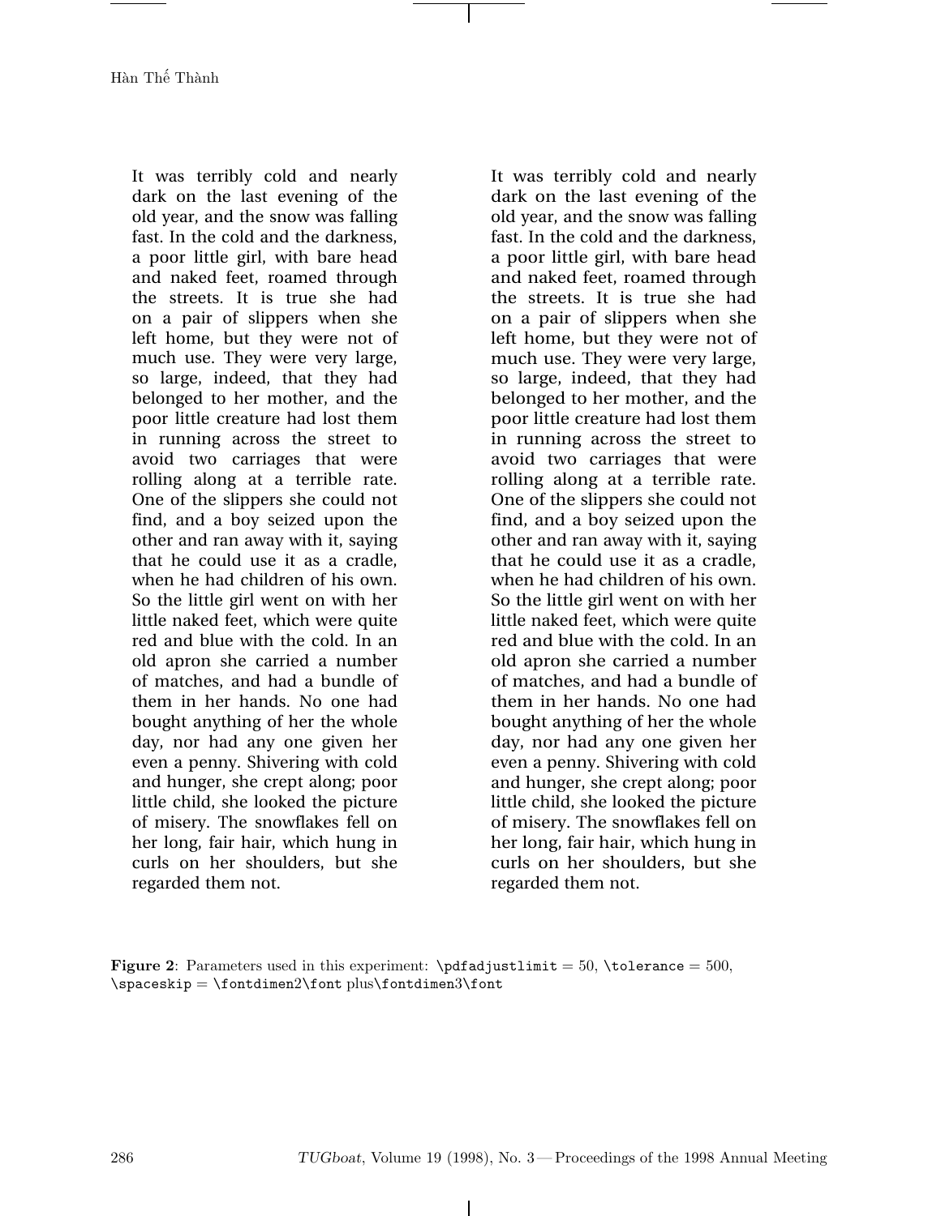It was terribly cold and nearly dark on the last evening of the old year, and the snow was falling fast. In the cold and the darkness, a poor little girl, with bare head and naked feet, roamed through the streets. It is true she had on a pair of slippers when she left home, but they were not of much use. They were very large, so large, indeed, that they had belonged to her mother, and the poor little creature had lost them in running across the street to avoid two carriages that were rolling along at a terrible rate. One of the slippers she could not find, and a boy seized upon the other and ran away with it, saying that he could use it as a cradle, when he had children of his own. So the little girl went on with her little naked feet, which were quite red and blue with the cold. In an old apron she carried a number of matches, and had a bundle of them in her hands. No one had bought anything of her the whole day, nor had any one given her even a penny. Shivering with cold and hunger, she crept along; poor little child, she looked the picture of misery. The snowflakes fell on her long, fair hair, which hung in curls on her shoulders, but she regarded them not.

It was terribly cold and nearly dark on the last evening of the old year, and the snow was falling fast. In the cold and the darkness, a poor little girl, with bare head and naked feet, roamed through the streets. It is true she had on a pair of slippers when she left home, but they were not of much use. They were very large, so large, indeed, that they had belonged to her mother, and the poor little creature had lost them in running across the street to avoid two carriages that were rolling along at a terrible rate. One of the slippers she could not find, and a boy seized upon the other and ran away with it, saying that he could use it as a cradle, when he had children of his own. So the little girl went on with her little naked feet, which were quite red and blue with the cold. In an old apron she carried a number of matches, and had a bundle of them in her hands. No one had bought anything of her the whole day, nor had any one given her even a penny. Shivering with cold and hunger, she crept along; poor little child, she looked the picture of misery. The snowflakes fell on her long, fair hair, which hung in curls on her shoulders, but she regarded them not.

**Figure 2**: Parameters used in this experiment: `\pdfadjustlimit` = 50, `\tolerance` = 500, `\spaceskip` = `\fontdimen2\font` plus `\fontdimen3\font`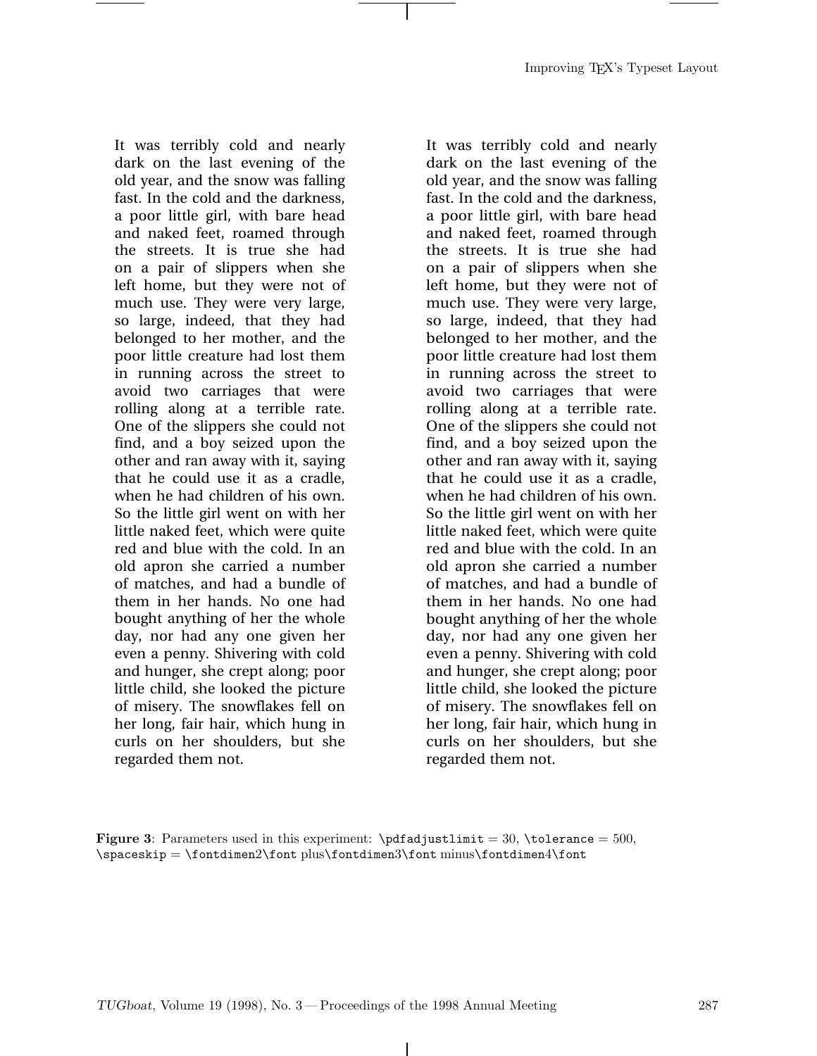It was terribly cold and nearly dark on the last evening of the old year, and the snow was falling fast. In the cold and the darkness, a poor little girl, with bare head and naked feet, roamed through the streets. It is true she had on a pair of slippers when she left home, but they were not of much use. They were very large, so large, indeed, that they had belonged to her mother, and the poor little creature had lost them in running across the street to avoid two carriages that were rolling along at a terrible rate. One of the slippers she could not find, and a boy seized upon the other and ran away with it, saying that he could use it as a cradle, when he had children of his own. So the little girl went on with her little naked feet, which were quite red and blue with the cold. In an old apron she carried a number of matches, and had a bundle of them in her hands. No one had bought anything of her the whole day, nor had any one given her even a penny. Shivering with cold and hunger, she crept along; poor little child, she looked the picture of misery. The snowflakes fell on her long, fair hair, which hung in curls on her shoulders, but she regarded them not.

It was terribly cold and nearly dark on the last evening of the old year, and the snow was falling fast. In the cold and the darkness, a poor little girl, with bare head and naked feet, roamed through the streets. It is true she had on a pair of slippers when she left home, but they were not of much use. They were very large, so large, indeed, that they had belonged to her mother, and the poor little creature had lost them in running across the street to avoid two carriages that were rolling along at a terrible rate. One of the slippers she could not find, and a boy seized upon the other and ran away with it, saying that he could use it as a cradle, when he had children of his own. So the little girl went on with her little naked feet, which were quite red and blue with the cold. In an old apron she carried a number of matches, and had a bundle of them in her hands. No one had bought anything of her the whole day, nor had any one given her even a penny. Shivering with cold and hunger, she crept along; poor little child, she looked the picture of misery. The snowflakes fell on her long, fair hair, which hung in curls on her shoulders, but she regarded them not.

**Figure 3**: Parameters used in this experiment: `\pdfadjustlimit` = 30, `\tolerance` = 500, `\spaceskip` = `\fontdimen2\font` plus`\fontdimen3\font` minus`\fontdimen4\font`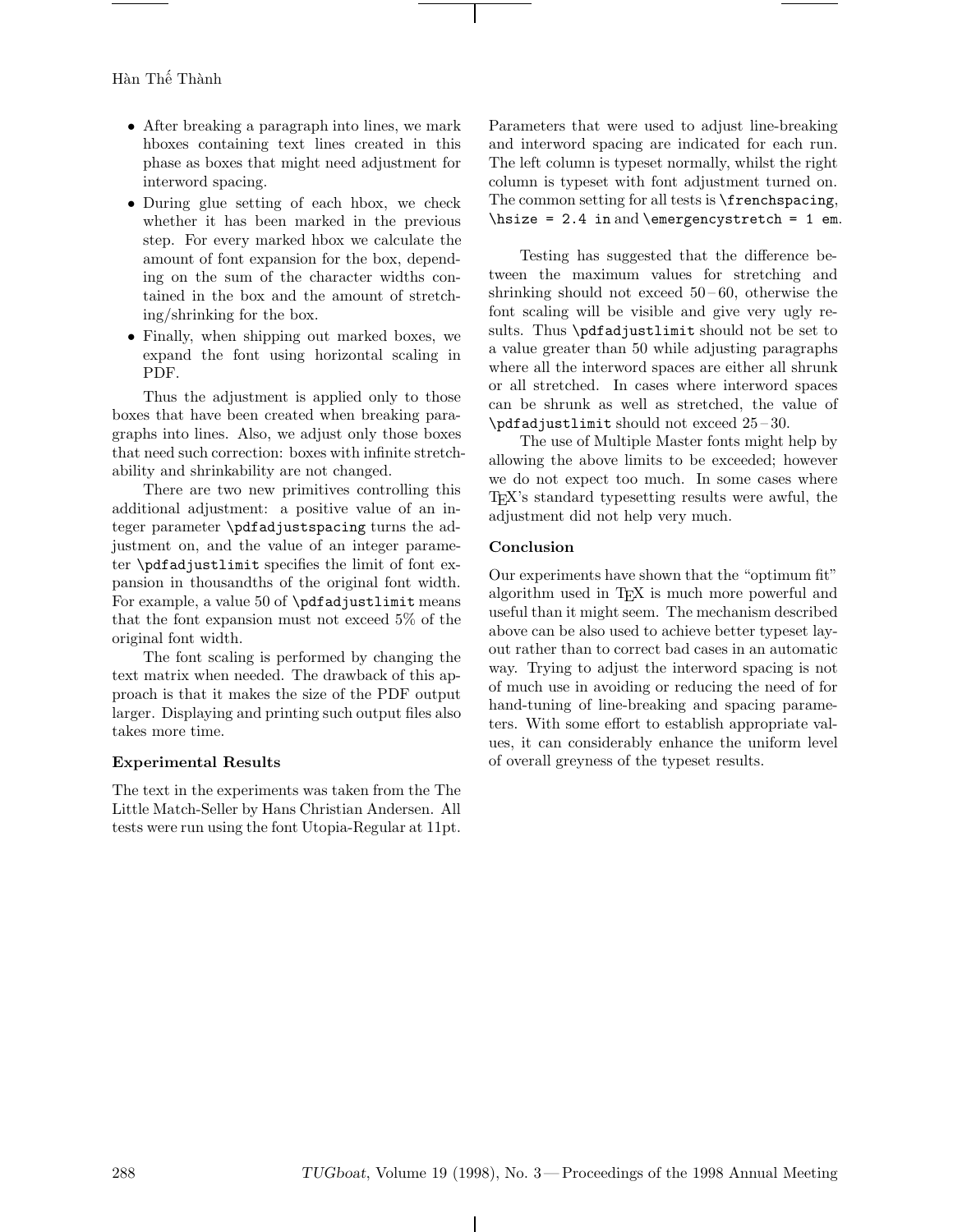- After breaking a paragraph into lines, we mark hboxes containing text lines created in this phase as boxes that might need adjustment for interword spacing.
- During glue setting of each hbox, we check whether it has been marked in the previous step. For every marked hbox we calculate the amount of font expansion for the box, depending on the sum of the character widths contained in the box and the amount of stretching/shrinking for the box.
- Finally, when shipping out marked boxes, we expand the font using horizontal scaling in PDF.

Thus the adjustment is applied only to those boxes that have been created when breaking paragraphs into lines. Also, we adjust only those boxes that need such correction: boxes with infinite stretchability and shrinkability are not changed.

There are two new primitives controlling this additional adjustment: a positive value of an integer parameter `\pdfadjustspacing` turns the adjustment on, and the value of an integer parameter `\pdfadjustlimit` specifies the limit of font expansion in thousandths of the original font width. For example, a value 50 of `\pdfadjustlimit` means that the font expansion must not exceed 5% of the original font width.

The font scaling is performed by changing the text matrix when needed. The drawback of this approach is that it makes the size of the PDF output larger. Displaying and printing such output files also takes more time.

### Experimental Results

The text in the experiments was taken from the The Little Match-Seller by Hans Christian Andersen. All tests were run using the font Utopia-Regular at 11pt. Parameters that were used to adjust line-breaking and interword spacing are indicated for each run. The left column is typeset normally, whilst the right column is typeset with font adjustment turned on. The common setting for all tests is `\frenchspacing`, `\hsize = 2.4 in` and `\emergencystretch = 1 em`.

Testing has suggested that the difference between the maximum values for stretching and shrinking should not exceed 50 – 60, otherwise the font scaling will be visible and give very ugly results. Thus `\pdfadjustlimit` should not be set to a value greater than 50 while adjusting paragraphs where all the interword spaces are either all shrunk or all stretched. In cases where interword spaces can be shrunk as well as stretched, the value of `\pdfadjustlimit` should not exceed 25 – 30.

The use of Multiple Master fonts might help by allowing the above limits to be exceeded; however we do not expect too much. In some cases where TeX's standard typesetting results were awful, the adjustment did not help very much.

### Conclusion

Our experiments have shown that the "optimum fit" algorithm used in TeX is much more powerful and useful than it might seem. The mechanism described above can be also used to achieve better typeset layout rather than to correct bad cases in an automatic way. Trying to adjust the interword spacing is not of much use in avoiding or reducing the need of for hand-tuning of line-breaking and spacing parameters. With some effort to establish appropriate values, it can considerably enhance the uniform level of overall greyness of the typeset results.